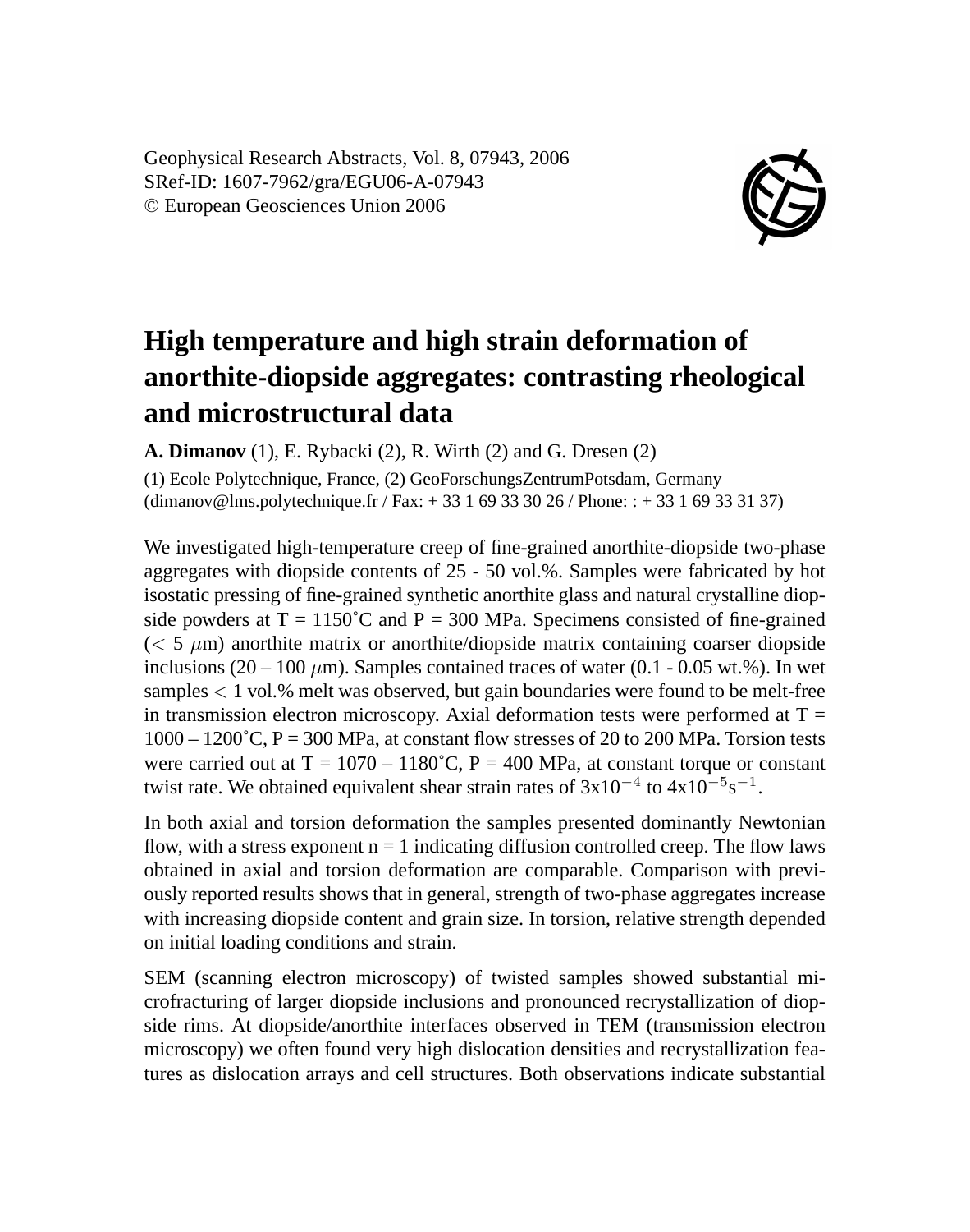Geophysical Research Abstracts, Vol. 8, 07943, 2006
SRef-ID: 1607-7962/gra/EGU06-A-07943
© European Geosciences Union 2006

# High temperature and high strain deformation of anorthite-diopside aggregates: contrasting rheological and microstructural data

**A. Dimanov** (1), E. Rybacki (2), R. Wirth (2) and G. Dresen (2)

(1) Ecole Polytechnique, France, (2) GeoForschungsZentrumPotsdam, Germany (dimanov@lms.polytechnique.fr / Fax: + 33 1 69 33 30 26 / Phone: : + 33 1 69 33 31 37)

We investigated high-temperature creep of fine-grained anorthite-diopside two-phase aggregates with diopside contents of 25 - 50 vol.%. Samples were fabricated by hot isostatic pressing of fine-grained synthetic anorthite glass and natural crystalline diopside powders at T = 1150˚C and P = 300 MPa. Specimens consisted of fine-grained ($< 5$ $\mu$m) anorthite matrix or anorthite/diopside matrix containing coarser diopside inclusions (20 – 100 $\mu$m). Samples contained traces of water (0.1 - 0.05 wt.%). In wet samples $<$ 1 vol.% melt was observed, but gain boundaries were found to be melt-free in transmission electron microscopy. Axial deformation tests were performed at T = 1000 – 1200˚C, P = 300 MPa, at constant flow stresses of 20 to 200 MPa. Torsion tests were carried out at T = 1070 – 1180˚C, P = 400 MPa, at constant torque or constant twist rate. We obtained equivalent shear strain rates of 3x$10^{-4}$ to 4x$10^{-5}$s$^{-1}$.

In both axial and torsion deformation the samples presented dominantly Newtonian flow, with a stress exponent n = 1 indicating diffusion controlled creep. The flow laws obtained in axial and torsion deformation are comparable. Comparison with previously reported results shows that in general, strength of two-phase aggregates increase with increasing diopside content and grain size. In torsion, relative strength depended on initial loading conditions and strain.

SEM (scanning electron microscopy) of twisted samples showed substantial microfracturing of larger diopside inclusions and pronounced recrystallization of diopside rims. At diopside/anorthite interfaces observed in TEM (transmission electron microscopy) we often found very high dislocation densities and recrystallization features as dislocation arrays and cell structures. Both observations indicate substantial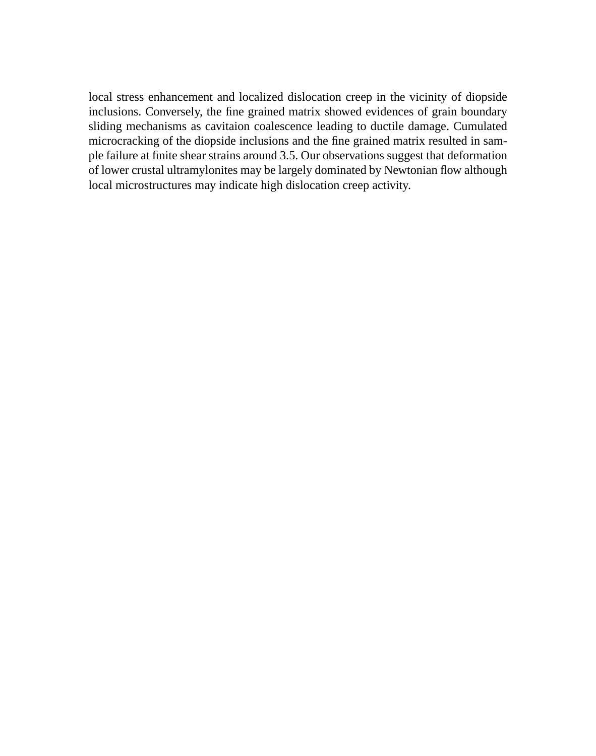local stress enhancement and localized dislocation creep in the vicinity of diopside inclusions. Conversely, the fine grained matrix showed evidences of grain boundary sliding mechanisms as cavitaion coalescence leading to ductile damage. Cumulated microcracking of the diopside inclusions and the fine grained matrix resulted in sample failure at finite shear strains around 3.5. Our observations suggest that deformation of lower crustal ultramylonites may be largely dominated by Newtonian flow although local microstructures may indicate high dislocation creep activity.